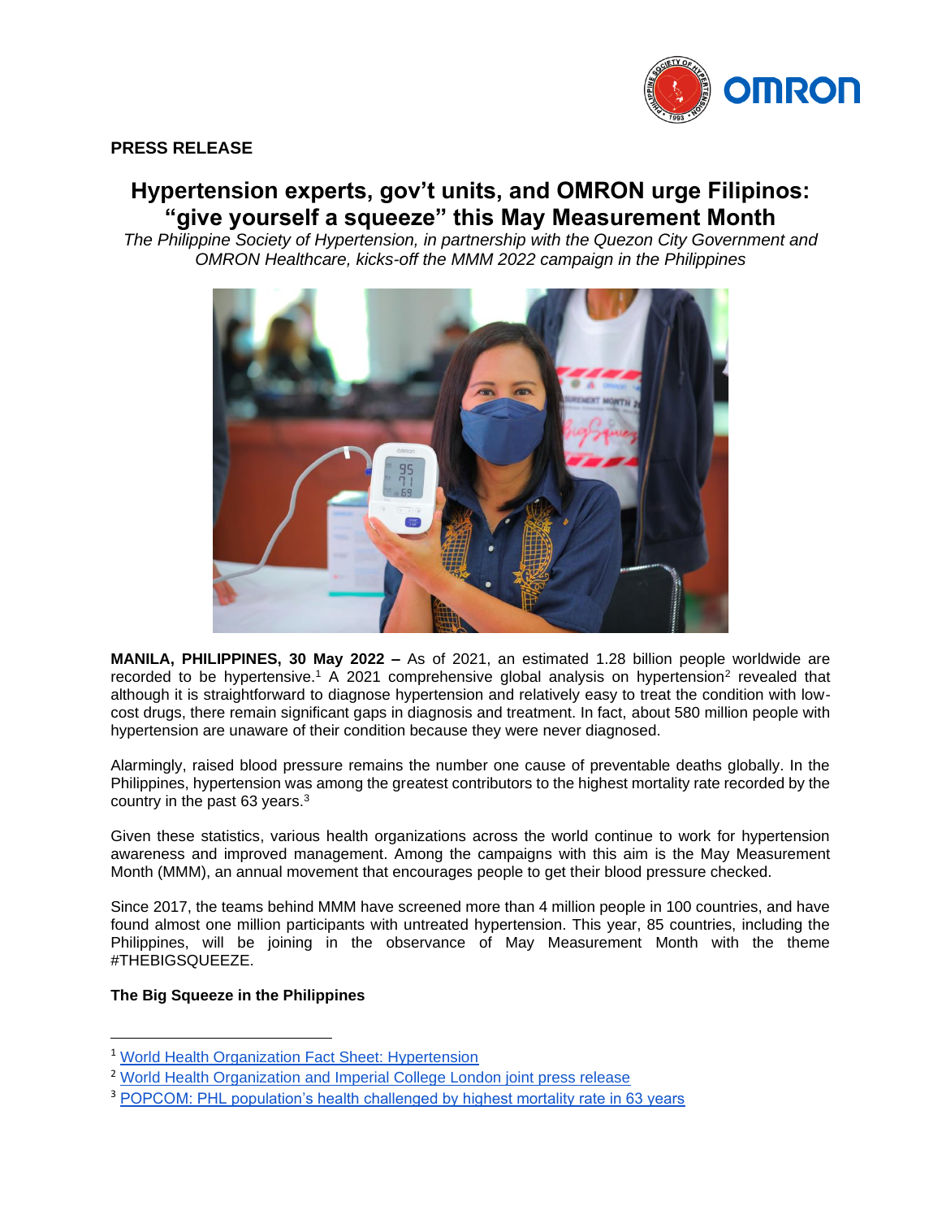**PRESS RELEASE**

# Hypertension experts, gov't units, and OMRON urge Filipinos: "give yourself a squeeze" this May Measurement Month

*The Philippine Society of Hypertension, in partnership with the Quezon City Government and OMRON Healthcare, kicks-off the MMM 2022 campaign in the Philippines*

**MANILA, PHILIPPINES, 30 May 2022 –** As of 2021, an estimated 1.28 billion people worldwide are recorded to be hypertensive.[1] A 2021 comprehensive global analysis on hypertension[2] revealed that although it is straightforward to diagnose hypertension and relatively easy to treat the condition with low-cost drugs, there remain significant gaps in diagnosis and treatment. In fact, about 580 million people with hypertension are unaware of their condition because they were never diagnosed.

Alarmingly, raised blood pressure remains the number one cause of preventable deaths globally. In the Philippines, hypertension was among the greatest contributors to the highest mortality rate recorded by the country in the past 63 years.[3]

Given these statistics, various health organizations across the world continue to work for hypertension awareness and improved management. Among the campaigns with this aim is the May Measurement Month (MMM), an annual movement that encourages people to get their blood pressure checked.

Since 2017, the teams behind MMM have screened more than 4 million people in 100 countries, and have found almost one million participants with untreated hypertension. This year, 85 countries, including the Philippines, will be joining in the observance of May Measurement Month with the theme #THEBIGSQUEEZE.

**The Big Squeeze in the Philippines**

---

[1] World Health Organization Fact Sheet: Hypertension

[2] World Health Organization and Imperial College London joint press release

[3] POPCOM: PHL population's health challenged by highest mortality rate in 63 years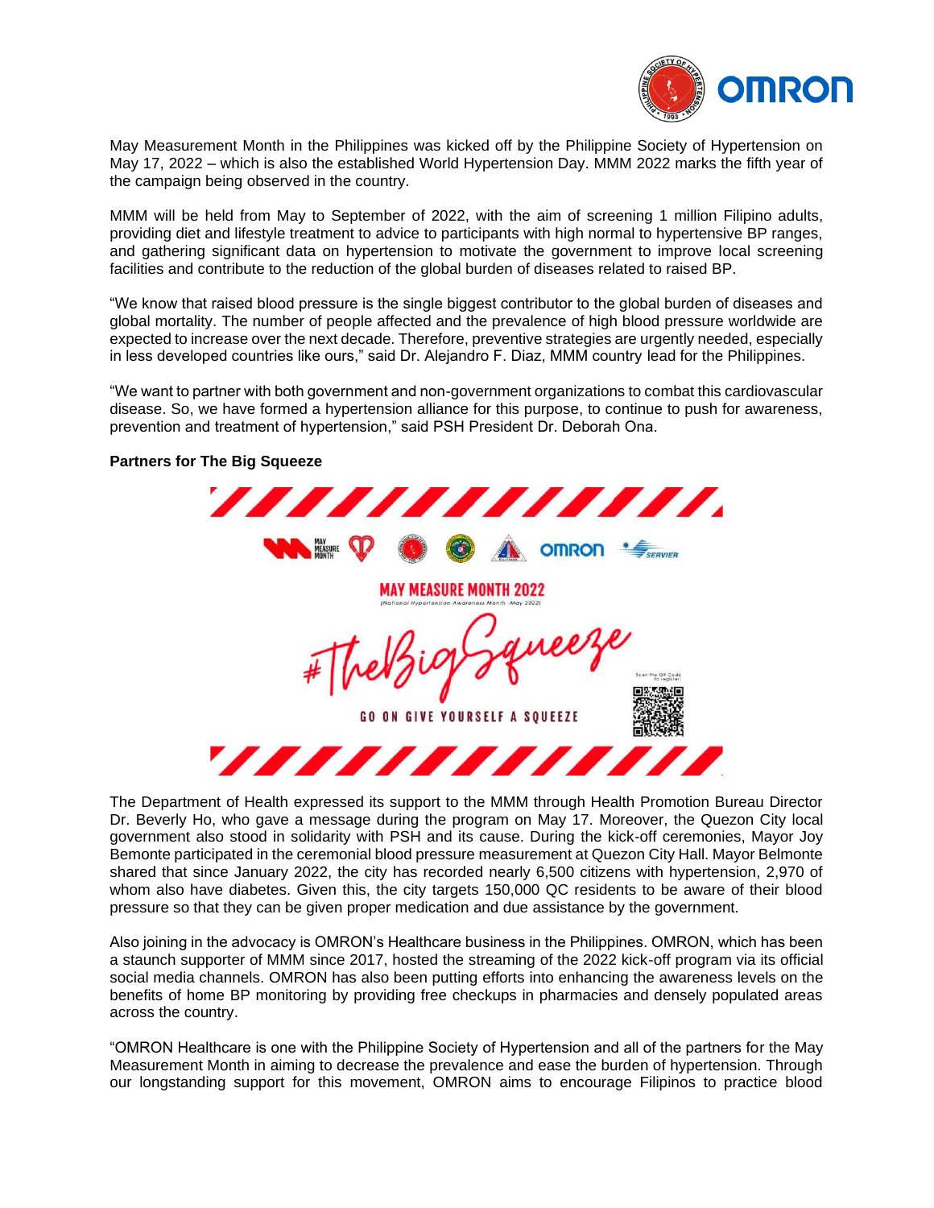May Measurement Month in the Philippines was kicked off by the Philippine Society of Hypertension on May 17, 2022 – which is also the established World Hypertension Day. MMM 2022 marks the fifth year of the campaign being observed in the country.

MMM will be held from May to September of 2022, with the aim of screening 1 million Filipino adults, providing diet and lifestyle treatment to advice to participants with high normal to hypertensive BP ranges, and gathering significant data on hypertension to motivate the government to improve local screening facilities and contribute to the reduction of the global burden of diseases related to raised BP.

"We know that raised blood pressure is the single biggest contributor to the global burden of diseases and global mortality. The number of people affected and the prevalence of high blood pressure worldwide are expected to increase over the next decade. Therefore, preventive strategies are urgently needed, especially in less developed countries like ours," said Dr. Alejandro F. Diaz, MMM country lead for the Philippines.

"We want to partner with both government and non-government organizations to combat this cardiovascular disease. So, we have formed a hypertension alliance for this purpose, to continue to push for awareness, prevention and treatment of hypertension," said PSH President Dr. Deborah Ona.

**Partners for The Big Squeeze**

MAY MEASURE MONTH 2022

(National Hypertension Awareness Month -May 2022)

#TheBigSqueeze

GO ON GIVE YOURSELF A SQUEEZE

Scan the QR Code to register

The Department of Health expressed its support to the MMM through Health Promotion Bureau Director Dr. Beverly Ho, who gave a message during the program on May 17. Moreover, the Quezon City local government also stood in solidarity with PSH and its cause. During the kick-off ceremonies, Mayor Joy Bemonte participated in the ceremonial blood pressure measurement at Quezon City Hall. Mayor Belmonte shared that since January 2022, the city has recorded nearly 6,500 citizens with hypertension, 2,970 of whom also have diabetes. Given this, the city targets 150,000 QC residents to be aware of their blood pressure so that they can be given proper medication and due assistance by the government.

Also joining in the advocacy is OMRON's Healthcare business in the Philippines. OMRON, which has been a staunch supporter of MMM since 2017, hosted the streaming of the 2022 kick-off program via its official social media channels. OMRON has also been putting efforts into enhancing the awareness levels on the benefits of home BP monitoring by providing free checkups in pharmacies and densely populated areas across the country.

"OMRON Healthcare is one with the Philippine Society of Hypertension and all of the partners for the May Measurement Month in aiming to decrease the prevalence and ease the burden of hypertension. Through our longstanding support for this movement, OMRON aims to encourage Filipinos to practice blood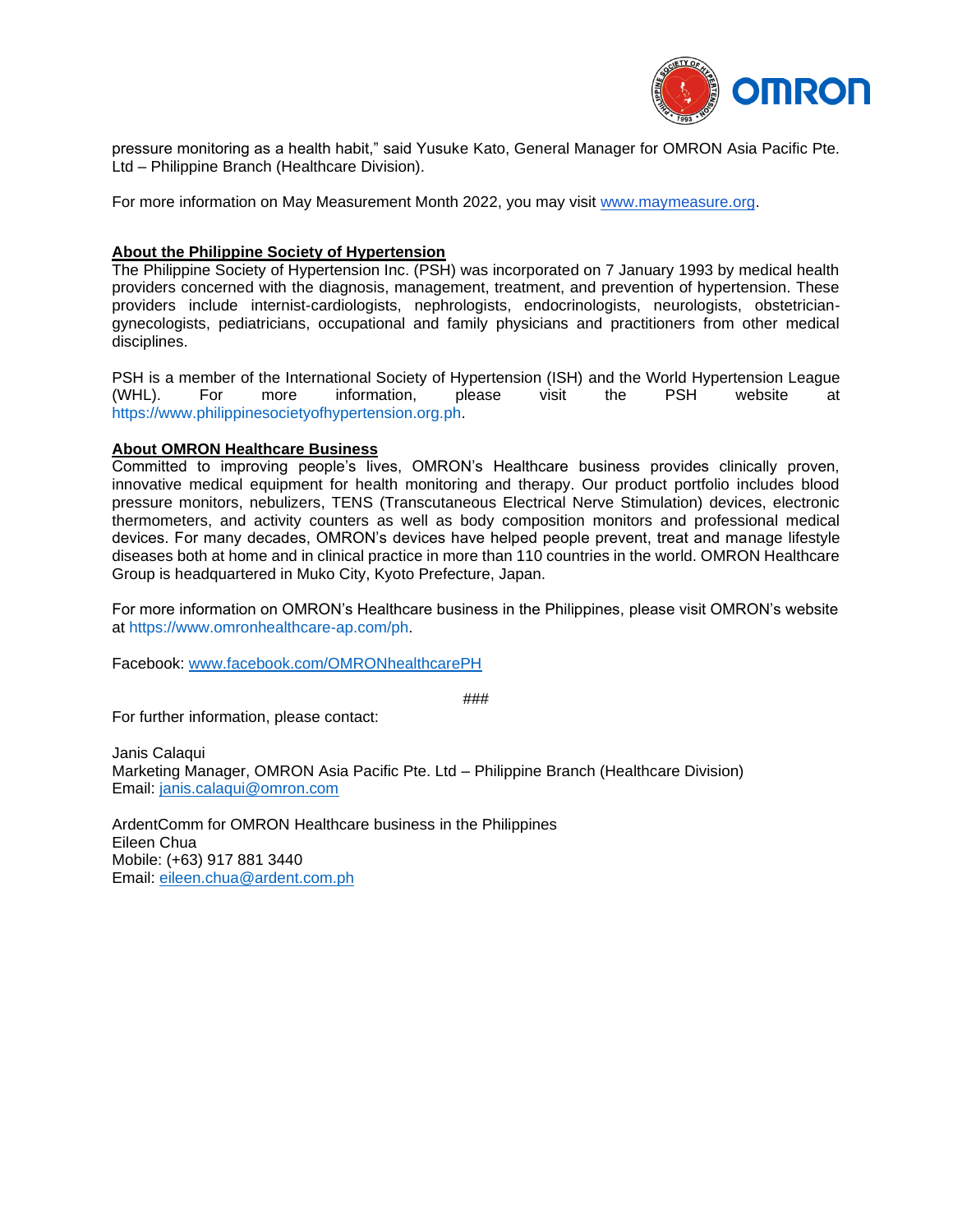pressure monitoring as a health habit," said Yusuke Kato, General Manager for OMRON Asia Pacific Pte. Ltd – Philippine Branch (Healthcare Division).

For more information on May Measurement Month 2022, you may visit www.maymeasure.org.

**About the Philippine Society of Hypertension**

The Philippine Society of Hypertension Inc. (PSH) was incorporated on 7 January 1993 by medical health providers concerned with the diagnosis, management, treatment, and prevention of hypertension. These providers include internist-cardiologists, nephrologists, endocrinologists, neurologists, obstetrician-gynecologists, pediatricians, occupational and family physicians and practitioners from other medical disciplines.

PSH is a member of the International Society of Hypertension (ISH) and the World Hypertension League (WHL). For more information, please visit the PSH website at https://www.philippinesocietyofhypertension.org.ph.

**About OMRON Healthcare Business**

Committed to improving people's lives, OMRON's Healthcare business provides clinically proven, innovative medical equipment for health monitoring and therapy. Our product portfolio includes blood pressure monitors, nebulizers, TENS (Transcutaneous Electrical Nerve Stimulation) devices, electronic thermometers, and activity counters as well as body composition monitors and professional medical devices. For many decades, OMRON's devices have helped people prevent, treat and manage lifestyle diseases both at home and in clinical practice in more than 110 countries in the world. OMRON Healthcare Group is headquartered in Muko City, Kyoto Prefecture, Japan.

For more information on OMRON's Healthcare business in the Philippines, please visit OMRON's website at https://www.omronhealthcare-ap.com/ph.

Facebook: www.facebook.com/OMRONhealthcarePH

###

For further information, please contact:

Janis Calaqui
Marketing Manager, OMRON Asia Pacific Pte. Ltd – Philippine Branch (Healthcare Division)
Email: janis.calaqui@omron.com

ArdentComm for OMRON Healthcare business in the Philippines
Eileen Chua
Mobile: (+63) 917 881 3440
Email: eileen.chua@ardent.com.ph